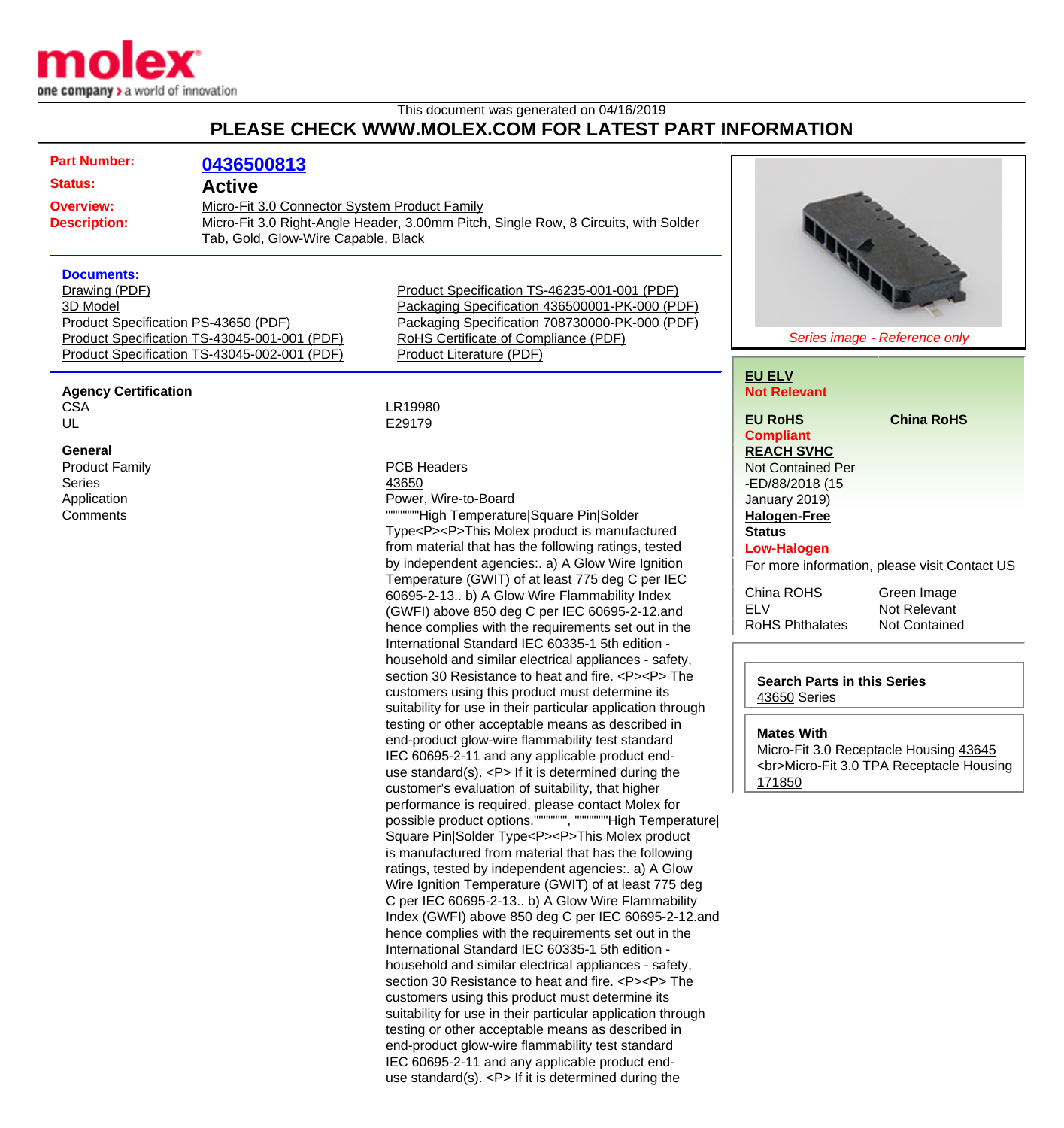This document was generated on 04/16/2019

# PLEASE CHECK WWW.MOLEX.COM FOR LATEST PART INFORMATION

| | |
|---|---|
| **Part Number:** | **0436500813** |
| **Status:** | **Active** |
| **Overview:** | Micro-Fit 3.0 Connector System Product Family |
| **Description:** | Micro-Fit 3.0 Right-Angle Header, 3.00mm Pitch, Single Row, 8 Circuits, with Solder Tab, Gold, Glow-Wire Capable, Black |

*Series image - Reference only*

**Documents:**

- Drawing (PDF)
- 3D Model
- Product Specification PS-43650 (PDF)
- Product Specification TS-43045-001-001 (PDF)
- Product Specification TS-43045-002-001 (PDF)
- Product Specification TS-46235-001-001 (PDF)
- Packaging Specification 436500001-PK-000 (PDF)
- Packaging Specification 708730000-PK-000 (PDF)
- RoHS Certificate of Compliance (PDF)
- Product Literature (PDF)

**Agency Certification**

| | |
|---|---|
| CSA | LR19980 |
| UL | E29179 |

**General**

| | |
|---|---|
| Product Family | PCB Headers |
| Series | 43650 |
| Application | Power, Wire-to-Board |
| Comments | """"""""""High Temperature\|Square Pin\|Solder Type<P><P>This Molex product is manufactured from material that has the following ratings, tested by independent agencies:. a) A Glow Wire Ignition Temperature (GWIT) of at least 775 deg C per IEC 60695-2-13.. b) A Glow Wire Flammability Index (GWFI) above 850 deg C per IEC 60695-2-12.and hence complies with the requirements set out in the International Standard IEC 60335-1 5th edition - household and similar electrical appliances - safety, section 30 Resistance to heat and fire. <P><P> The customers using this product must determine its suitability for use in their particular application through testing or other acceptable means as described in end-product glow-wire flammability test standard IEC 60695-2-11 and any applicable product end-use standard(s). <P> If it is determined during the customer's evaluation of suitability, that higher performance is required, please contact Molex for possible product options."""""""""", """"""""""High Temperature\|Square Pin\|Solder Type<P><P>This Molex product is manufactured from material that has the following ratings, tested by independent agencies:. a) A Glow Wire Ignition Temperature (GWIT) of at least 775 deg C per IEC 60695-2-13.. b) A Glow Wire Flammability Index (GWFI) above 850 deg C per IEC 60695-2-12.and hence complies with the requirements set out in the International Standard IEC 60335-1 5th edition - household and similar electrical appliances - safety, section 30 Resistance to heat and fire. <P><P> The customers using this product must determine its suitability for use in their particular application through testing or other acceptable means as described in end-product glow-wire flammability test standard IEC 60695-2-11 and any applicable product end-use standard(s). <P> If it is determined during the |

**EU ELV**
**Not Relevant**

**EU RoHS** — **Compliant**

**China RoHS**

**REACH SVHC**
Not Contained Per -ED/88/2018 (15 January 2019)

**Halogen-Free Status**
**Low-Halogen**

For more information, please visit Contact US

| | |
|---|---|
| China ROHS | Green Image |
| ELV | Not Relevant |
| RoHS Phthalates | Not Contained |

**Search Parts in this Series**
43650 Series

**Mates With**
Micro-Fit 3.0 Receptacle Housing 43645 <br>Micro-Fit 3.0 TPA Receptacle Housing 171850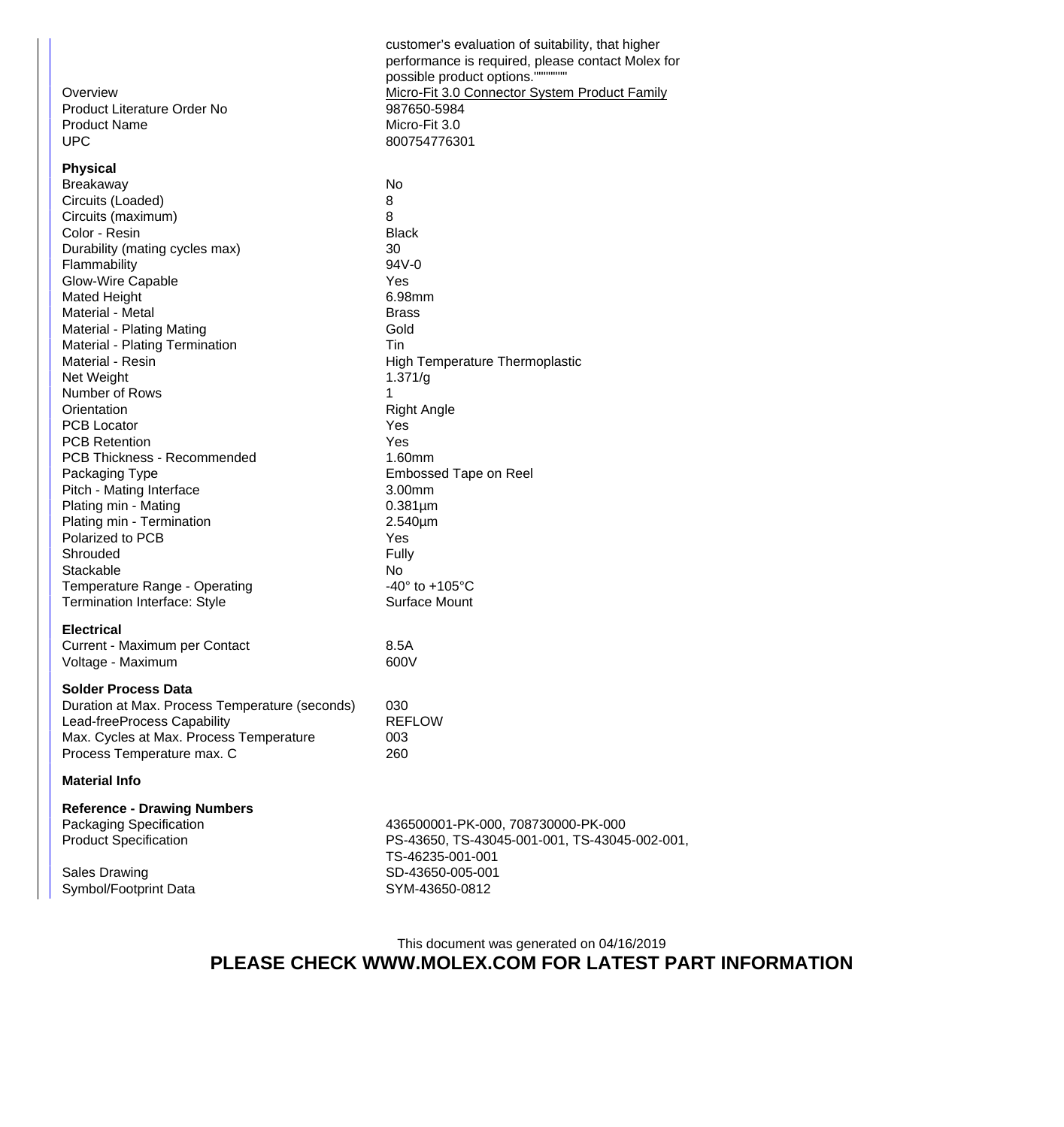customer's evaluation of suitability, that higher performance is required, please contact Molex for possible product options."""""""""

| | |
|---|---|
| Overview | Micro-Fit 3.0 Connector System Product Family |
| Product Literature Order No | 987650-5984 |
| Product Name | Micro-Fit 3.0 |
| UPC | 800754776301 |

**Physical**

| | |
|---|---|
| Breakaway | No |
| Circuits (Loaded) | 8 |
| Circuits (maximum) | 8 |
| Color - Resin | Black |
| Durability (mating cycles max) | 30 |
| Flammability | 94V-0 |
| Glow-Wire Capable | Yes |
| Mated Height | 6.98mm |
| Material - Metal | Brass |
| Material - Plating Mating | Gold |
| Material - Plating Termination | Tin |
| Material - Resin | High Temperature Thermoplastic |
| Net Weight | 1.371/g |
| Number of Rows | 1 |
| Orientation | Right Angle |
| PCB Locator | Yes |
| PCB Retention | Yes |
| PCB Thickness - Recommended | 1.60mm |
| Packaging Type | Embossed Tape on Reel |
| Pitch - Mating Interface | 3.00mm |
| Plating min - Mating | 0.381µm |
| Plating min - Termination | 2.540µm |
| Polarized to PCB | Yes |
| Shrouded | Fully |
| Stackable | No |
| Temperature Range - Operating | -40° to +105°C |
| Termination Interface: Style | Surface Mount |

**Electrical**

| | |
|---|---|
| Current - Maximum per Contact | 8.5A |
| Voltage - Maximum | 600V |

**Solder Process Data**

| | |
|---|---|
| Duration at Max. Process Temperature (seconds) | 030 |
| Lead-freeProcess Capability | REFLOW |
| Max. Cycles at Max. Process Temperature | 003 |
| Process Temperature max. C | 260 |

**Material Info**

**Reference - Drawing Numbers**

| | |
|---|---|
| Packaging Specification | 436500001-PK-000, 708730000-PK-000 |
| Product Specification | PS-43650, TS-43045-001-001, TS-43045-002-001, TS-46235-001-001 |
| Sales Drawing | SD-43650-005-001 |
| Symbol/Footprint Data | SYM-43650-0812 |

This document was generated on 04/16/2019

**PLEASE CHECK WWW.MOLEX.COM FOR LATEST PART INFORMATION**